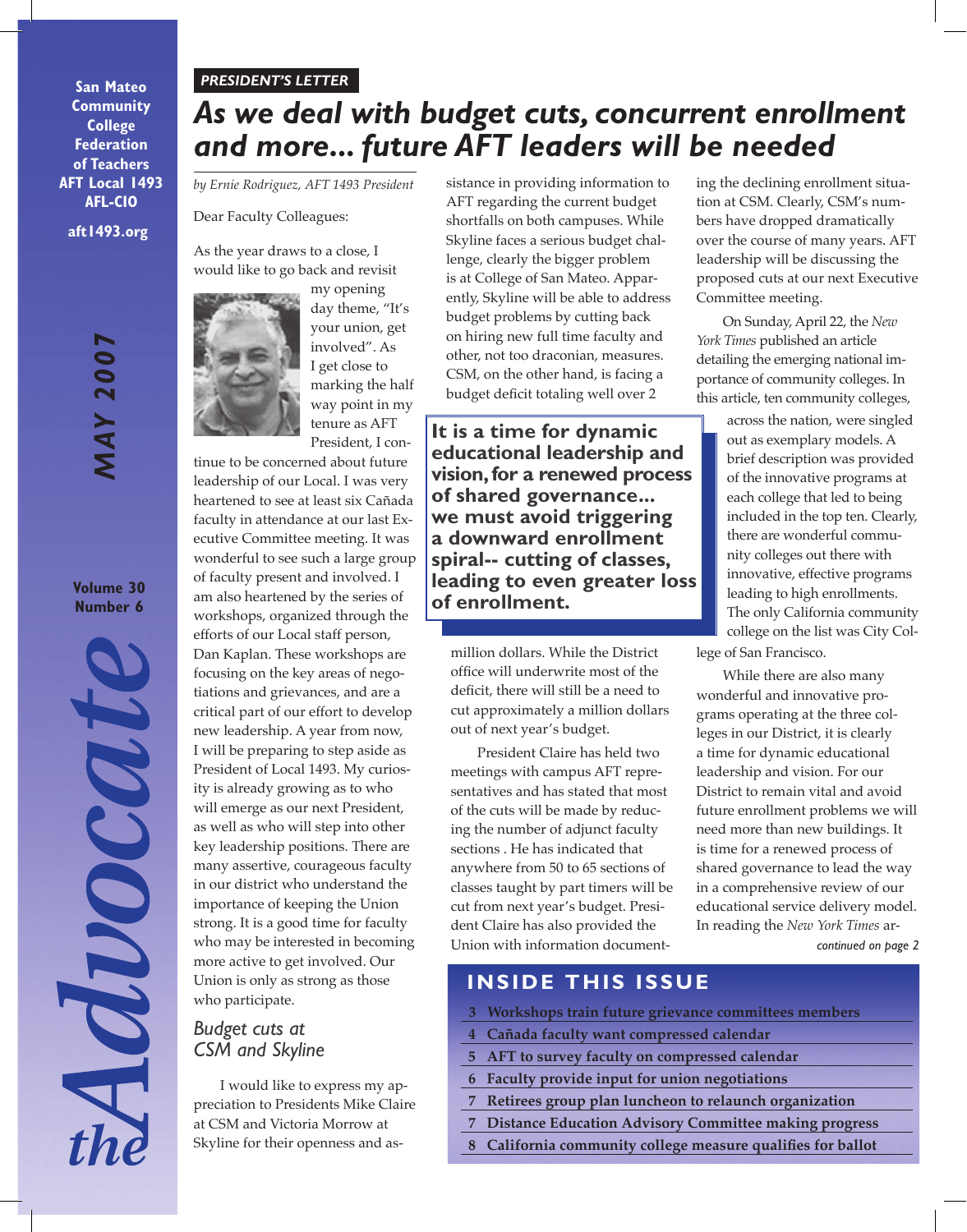San Mateo Community College Federation of Teachers AFT Local 1493 AFL-CIO

aft1493.org

**MAY 2007**

Volume 30 Number 6

# the Advocate

*PRESIDENT'S LETTER*

# As we deal with budget cuts, concurrent enrollment and more... future AFT leaders will be needed

*by Ernie Rodriguez, AFT 1493 President*

Dear Faculty Colleagues:

As the year draws to a close, I would like to go back and revisit my opening day theme, "It's your union, get involved". As I get close to marking the half way point in my tenure as AFT President, I continue to be concerned about future leadership of our Local. I was very heartened to see at least six Cañada faculty in attendance at our last Executive Committee meeting. It was wonderful to see such a large group of faculty present and involved. I am also heartened by the series of workshops, organized through the efforts of our Local staff person, Dan Kaplan. These workshops are focusing on the key areas of negotiations and grievances, and are a critical part of our effort to develop new leadership. A year from now, I will be preparing to step aside as President of Local 1493. My curiosity is already growing as to who will emerge as our next President, as well as who will step into other key leadership positions. There are many assertive, courageous faculty in our district who understand the importance of keeping the Union strong. It is a good time for faculty who may be interested in becoming more active to get involved. Our Union is only as strong as those who participate.

## *Budget cuts at CSM and Skyline*

I would like to express my appreciation to Presidents Mike Claire at CSM and Victoria Morrow at Skyline for their openness and assistance in providing information to AFT regarding the current budget shortfalls on both campuses. While Skyline faces a serious budget challenge, clearly the bigger problem is at College of San Mateo. Apparently, Skyline will be able to address budget problems by cutting back on hiring new full time faculty and other, not too draconian, measures. CSM, on the other hand, is facing a budget deficit totaling well over 2 million dollars. While the District office will underwrite most of the deficit, there will still be a need to cut approximately a million dollars out of next year's budget.

**It is a time for dynamic educational leadership and vision, for a renewed process of shared governance... we must avoid triggering a downward enrollment spiral-- cutting of classes, leading to even greater loss of enrollment.**

President Claire has held two meetings with campus AFT representatives and has stated that most of the cuts will be made by reducing the number of adjunct faculty sections . He has indicated that anywhere from 50 to 65 sections of classes taught by part timers will be cut from next year's budget. President Claire has also provided the Union with information documenting the declining enrollment situation at CSM. Clearly, CSM's numbers have dropped dramatically over the course of many years. AFT leadership will be discussing the proposed cuts at our next Executive Committee meeting.

On Sunday, April 22, the *New York Times* published an article detailing the emerging national importance of community colleges. In this article, ten community colleges, across the nation, were singled out as exemplary models. A brief description was provided of the innovative programs at each college that led to being included in the top ten. Clearly, there are wonderful community colleges out there with innovative, effective programs leading to high enrollments. The only California community college on the list was City College of San Francisco.

While there are also many wonderful and innovative programs operating at the three colleges in our District, it is clearly a time for dynamic educational leadership and vision. For our District to remain vital and avoid future enrollment problems we will need more than new buildings. It is time for a renewed process of shared governance to lead the way in a comprehensive review of our educational service delivery model. In reading the *New York Times* ar-

*continued on page 2*

## INSIDE THIS ISSUE

- 3 Workshops train future grievance committees members
- 4 Cañada faculty want compressed calendar
- 5 AFT to survey faculty on compressed calendar
- 6 Faculty provide input for union negotiations
- 7 Retirees group plan luncheon to relaunch organization
- 7 Distance Education Advisory Committee making progress
- 8 California community college measure qualifies for ballot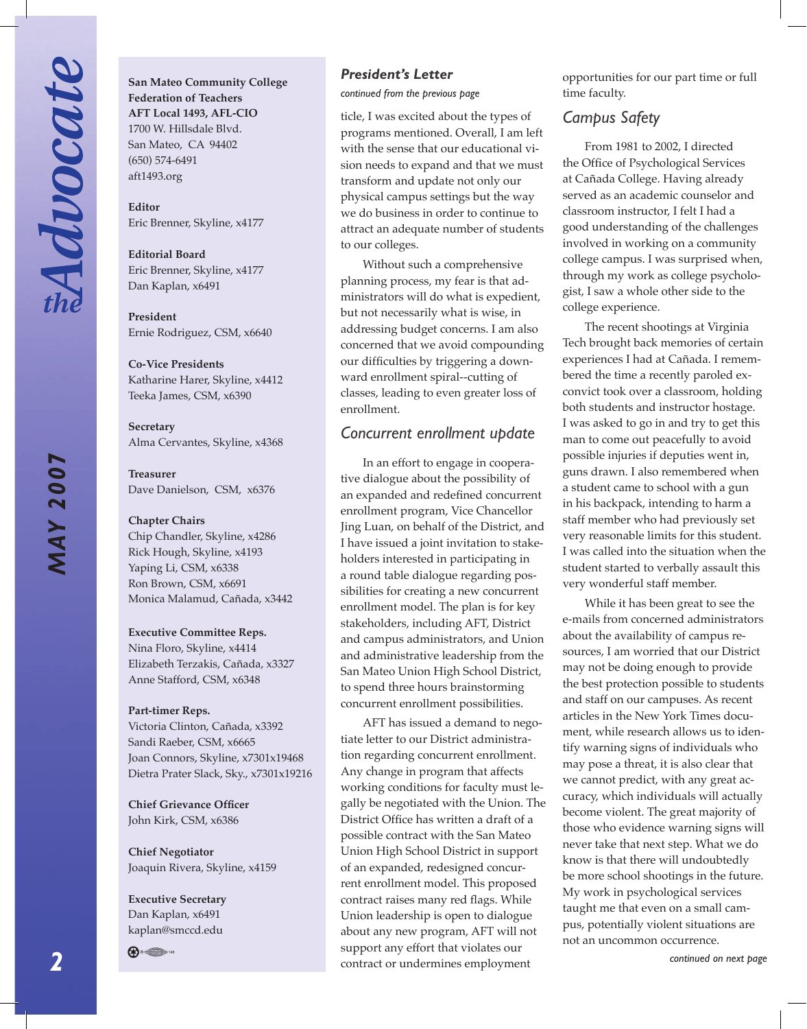**San Mateo Community College Federation of Teachers**
**AFT Local 1493, AFL-CIO**
1700 W. Hillsdale Blvd.
San Mateo, CA 94402
(650) 574-6491
aft1493.org

**Editor**
Eric Brenner, Skyline, x4177

**Editorial Board**
Eric Brenner, Skyline, x4177
Dan Kaplan, x6491

**President**
Ernie Rodriguez, CSM, x6640

**Co-Vice Presidents**
Katharine Harer, Skyline, x4412
Teeka James, CSM, x6390

**Secretary**
Alma Cervantes, Skyline, x4368

**Treasurer**
Dave Danielson, CSM, x6376

**Chapter Chairs**
Chip Chandler, Skyline, x4286
Rick Hough, Skyline, x4193
Yaping Li, CSM, x6338
Ron Brown, CSM, x6691
Monica Malamud, Cañada, x3442

**Executive Committee Reps.**
Nina Floro, Skyline, x4414
Elizabeth Terzakis, Cañada, x3327
Anne Stafford, CSM, x6348

**Part-timer Reps.**
Victoria Clinton, Cañada, x3392
Sandi Raeber, CSM, x6665
Joan Connors, Skyline, x7301x19468
Dietra Prater Slack, Sky., x7301x19216

**Chief Grievance Officer**
John Kirk, CSM, x6386

**Chief Negotiator**
Joaquin Rivera, Skyline, x4159

**Executive Secretary**
Dan Kaplan, x6491
kaplan@smccd.edu

## President's Letter

*continued from the previous page*

ticle, I was excited about the types of programs mentioned. Overall, I am left with the sense that our educational vision needs to expand and that we must transform and update not only our physical campus settings but the way we do business in order to continue to attract an adequate number of students to our colleges.

Without such a comprehensive planning process, my fear is that administrators will do what is expedient, but not necessarily what is wise, in addressing budget concerns. I am also concerned that we avoid compounding our difficulties by triggering a downward enrollment spiral--cutting of classes, leading to even greater loss of enrollment.

### Concurrent enrollment update

In an effort to engage in cooperative dialogue about the possibility of an expanded and redefined concurrent enrollment program, Vice Chancellor Jing Luan, on behalf of the District, and I have issued a joint invitation to stakeholders interested in participating in a round table dialogue regarding possibilities for creating a new concurrent enrollment model. The plan is for key stakeholders, including AFT, District and campus administrators, and Union and administrative leadership from the San Mateo Union High School District, to spend three hours brainstorming concurrent enrollment possibilities.

AFT has issued a demand to negotiate letter to our District administration regarding concurrent enrollment. Any change in program that affects working conditions for faculty must legally be negotiated with the Union. The District Office has written a draft of a possible contract with the San Mateo Union High School District in support of an expanded, redesigned concurrent enrollment model. This proposed contract raises many red flags. While Union leadership is open to dialogue about any new program, AFT will not support any effort that violates our contract or undermines employment opportunities for our part time or full time faculty.

### Campus Safety

From 1981 to 2002, I directed the Office of Psychological Services at Cañada College. Having already served as an academic counselor and classroom instructor, I felt I had a good understanding of the challenges involved in working on a community college campus. I was surprised when, through my work as college psychologist, I saw a whole other side to the college experience.

The recent shootings at Virginia Tech brought back memories of certain experiences I had at Cañada. I remembered the time a recently paroled ex-convict took over a classroom, holding both students and instructor hostage. I was asked to go in and try to get this man to come out peacefully to avoid possible injuries if deputies went in, guns drawn. I also remembered when a student came to school with a gun in his backpack, intending to harm a staff member who had previously set very reasonable limits for this student. I was called into the situation when the student started to verbally assault this very wonderful staff member.

While it has been great to see the e-mails from concerned administrators about the availability of campus resources, I am worried that our District may not be doing enough to provide the best protection possible to students and staff on our campuses. As recent articles in the New York Times document, while research allows us to identify warning signs of individuals who may pose a threat, it is also clear that we cannot predict, with any great accuracy, which individuals will actually become violent. The great majority of those who evidence warning signs will never take that next step. What we do know is that there will undoubtedly be more school shootings in the future. My work in psychological services taught me that even on a small campus, potentially violent situations are not an uncommon occurrence.

*continued on next page*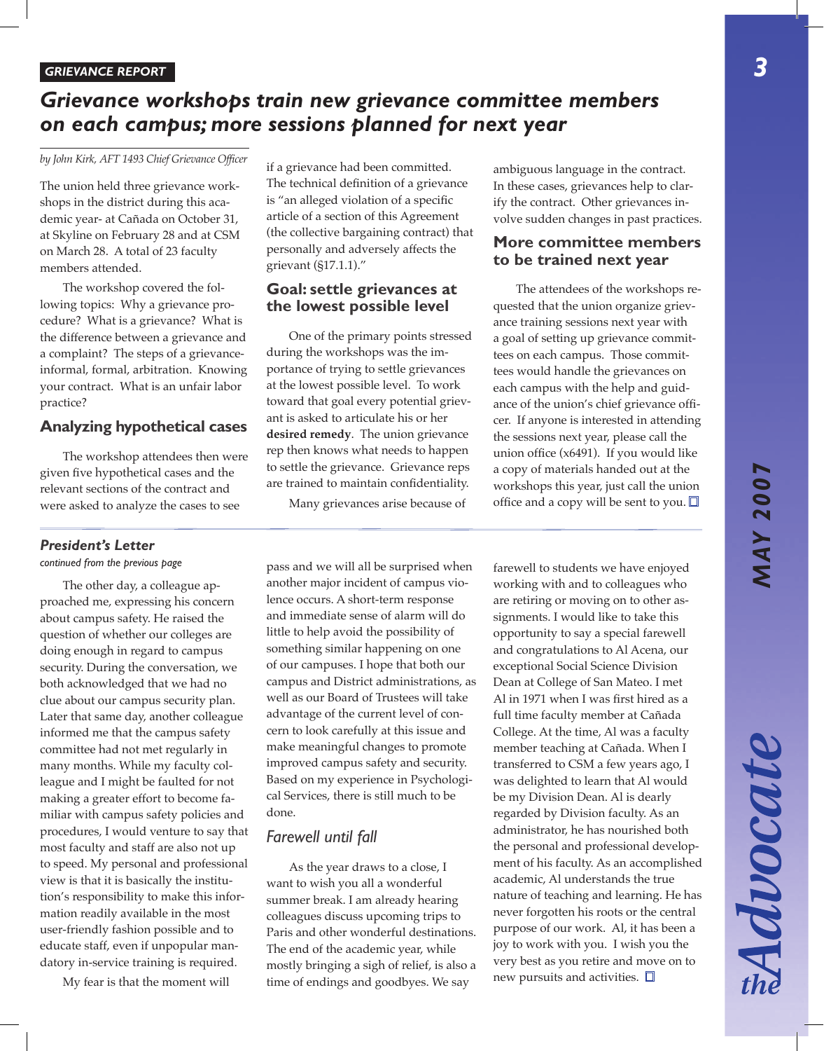GRIEVANCE REPORT

# *Grievance workshops train new grievance committee members on each campus; more sessions planned for next year*

*by John Kirk, AFT 1493 Chief Grievance Officer*

The union held three grievance workshops in the district during this academic year- at Cañada on October 31, at Skyline on February 28 and at CSM on March 28. A total of 23 faculty members attended.

The workshop covered the following topics: Why a grievance procedure? What is a grievance? What is the difference between a grievance and a complaint? The steps of a grievance-informal, formal, arbitration. Knowing your contract. What is an unfair labor practice?

## Analyzing hypothetical cases

The workshop attendees then were given five hypothetical cases and the relevant sections of the contract and were asked to analyze the cases to see if a grievance had been committed. The technical definition of a grievance is "an alleged violation of a specific article of a section of this Agreement (the collective bargaining contract) that personally and adversely affects the grievant (§17.1.1)."

## Goal: settle grievances at the lowest possible level

One of the primary points stressed during the workshops was the importance of trying to settle grievances at the lowest possible level. To work toward that goal every potential grievant is asked to articulate his or her **desired remedy**. The union grievance rep then knows what needs to happen to settle the grievance. Grievance reps are trained to maintain confidentiality.

Many grievances arise because of ambiguous language in the contract. In these cases, grievances help to clarify the contract. Other grievances involve sudden changes in past practices.

## More committee members to be trained next year

The attendees of the workshops requested that the union organize grievance training sessions next year with a goal of setting up grievance committees on each campus. Those committees would handle the grievances on each campus with the help and guidance of the union's chief grievance officer. If anyone is interested in attending the sessions next year, please call the union office (x6491). If you would like a copy of materials handed out at the workshops this year, just call the union office and a copy will be sent to you. ☐

---

### *President's Letter*

*continued from the previous page*

The other day, a colleague approached me, expressing his concern about campus safety. He raised the question of whether our colleges are doing enough in regard to campus security. During the conversation, we both acknowledged that we had no clue about our campus security plan. Later that same day, another colleague informed me that the campus safety committee had not met regularly in many months. While my faculty colleague and I might be faulted for not making a greater effort to become familiar with campus safety policies and procedures, I would venture to say that most faculty and staff are also not up to speed. My personal and professional view is that it is basically the institution's responsibility to make this information readily available in the most user-friendly fashion possible and to educate staff, even if unpopular mandatory in-service training is required.

My fear is that the moment will pass and we will all be surprised when another major incident of campus violence occurs. A short-term response and immediate sense of alarm will do little to help avoid the possibility of something similar happening on one of our campuses. I hope that both our campus and District administrations, as well as our Board of Trustees will take advantage of the current level of concern to look carefully at this issue and make meaningful changes to promote improved campus safety and security. Based on my experience in Psychological Services, there is still much to be done.

### *Farewell until fall*

As the year draws to a close, I want to wish you all a wonderful summer break. I am already hearing colleagues discuss upcoming trips to Paris and other wonderful destinations. The end of the academic year, while mostly bringing a sigh of relief, is also a time of endings and goodbyes. We say farewell to students we have enjoyed working with and to colleagues who are retiring or moving on to other assignments. I would like to take this opportunity to say a special farewell and congratulations to Al Acena, our exceptional Social Science Division Dean at College of San Mateo. I met Al in 1971 when I was first hired as a full time faculty member at Cañada College. At the time, Al was a faculty member teaching at Cañada. When I transferred to CSM a few years ago, I was delighted to learn that Al would be my Division Dean. Al is dearly regarded by Division faculty. As an administrator, he has nourished both the personal and professional development of his faculty. As an accomplished academic, Al understands the true nature of teaching and learning. He has never forgotten his roots or the central purpose of our work. Al, it has been a joy to work with you. I wish you the very best as you retire and move on to new pursuits and activities. ☐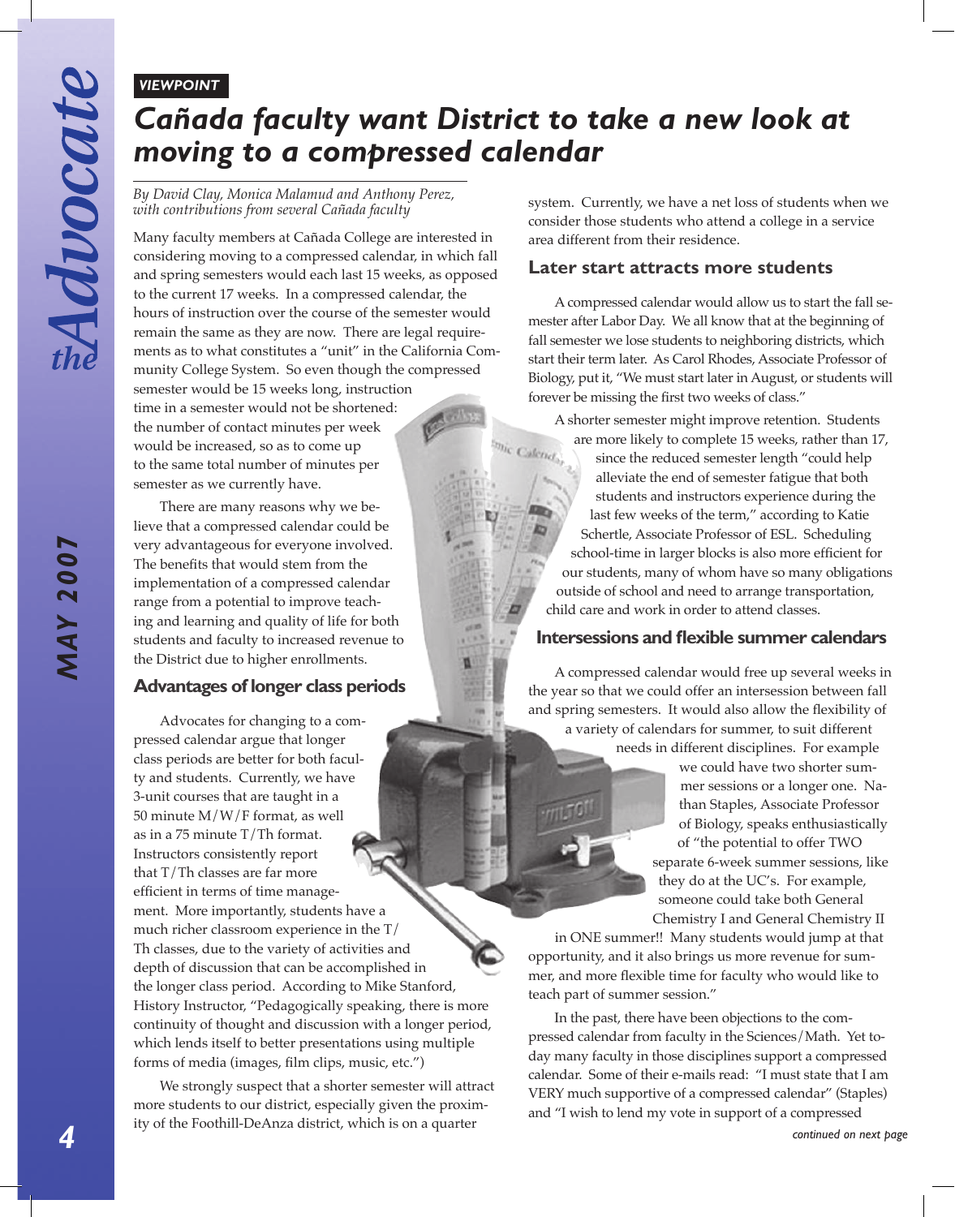*VIEWPOINT*

# Cañada faculty want District to take a new look at moving to a compressed calendar

*By David Clay, Monica Malamud and Anthony Perez, with contributions from several Cañada faculty*

Many faculty members at Cañada College are interested in considering moving to a compressed calendar, in which fall and spring semesters would each last 15 weeks, as opposed to the current 17 weeks. In a compressed calendar, the hours of instruction over the course of the semester would remain the same as they are now. There are legal requirements as to what constitutes a "unit" in the California Community College System. So even though the compressed semester would be 15 weeks long, instruction time in a semester would not be shortened: the number of contact minutes per week would be increased, so as to come up to the same total number of minutes per semester as we currently have.

There are many reasons why we believe that a compressed calendar could be very advantageous for everyone involved. The benefits that would stem from the implementation of a compressed calendar range from a potential to improve teaching and learning and quality of life for both students and faculty to increased revenue to the District due to higher enrollments.

## Advantages of longer class periods

Advocates for changing to a compressed calendar argue that longer class periods are better for both faculty and students. Currently, we have 3-unit courses that are taught in a 50 minute M/W/F format, as well as in a 75 minute T/Th format. Instructors consistently report that T/Th classes are far more efficient in terms of time management. More importantly, students have a much richer classroom experience in the T/Th classes, due to the variety of activities and depth of discussion that can be accomplished in the longer class period. According to Mike Stanford, History Instructor, "Pedagogically speaking, there is more continuity of thought and discussion with a longer period, which lends itself to better presentations using multiple forms of media (images, film clips, music, etc.")

We strongly suspect that a shorter semester will attract more students to our district, especially given the proximity of the Foothill-DeAnza district, which is on a quarter system. Currently, we have a net loss of students when we consider those students who attend a college in a service area different from their residence.

## Later start attracts more students

A compressed calendar would allow us to start the fall semester after Labor Day. We all know that at the beginning of fall semester we lose students to neighboring districts, which start their term later. As Carol Rhodes, Associate Professor of Biology, put it, "We must start later in August, or students will forever be missing the first two weeks of class."

A shorter semester might improve retention. Students are more likely to complete 15 weeks, rather than 17, since the reduced semester length "could help alleviate the end of semester fatigue that both students and instructors experience during the last few weeks of the term," according to Katie Schertle, Associate Professor of ESL. Scheduling school-time in larger blocks is also more efficient for our students, many of whom have so many obligations outside of school and need to arrange transportation, child care and work in order to attend classes.

## Intersessions and flexible summer calendars

A compressed calendar would free up several weeks in the year so that we could offer an intersession between fall and spring semesters. It would also allow the flexibility of a variety of calendars for summer, to suit different needs in different disciplines. For example we could have two shorter summer sessions or a longer one. Nathan Staples, Associate Professor of Biology, speaks enthusiastically of "the potential to offer TWO separate 6-week summer sessions, like they do at the UC's. For example, someone could take both General Chemistry I and General Chemistry II in ONE summer!! Many students would jump at that opportunity, and it also brings us more revenue for summer, and more flexible time for faculty who would like to teach part of summer session."

In the past, there have been objections to the compressed calendar from faculty in the Sciences/Math. Yet today many faculty in those disciplines support a compressed calendar. Some of their e-mails read: "I must state that I am VERY much supportive of a compressed calendar" (Staples) and "I wish to lend my vote in support of a compressed

*continued on next page*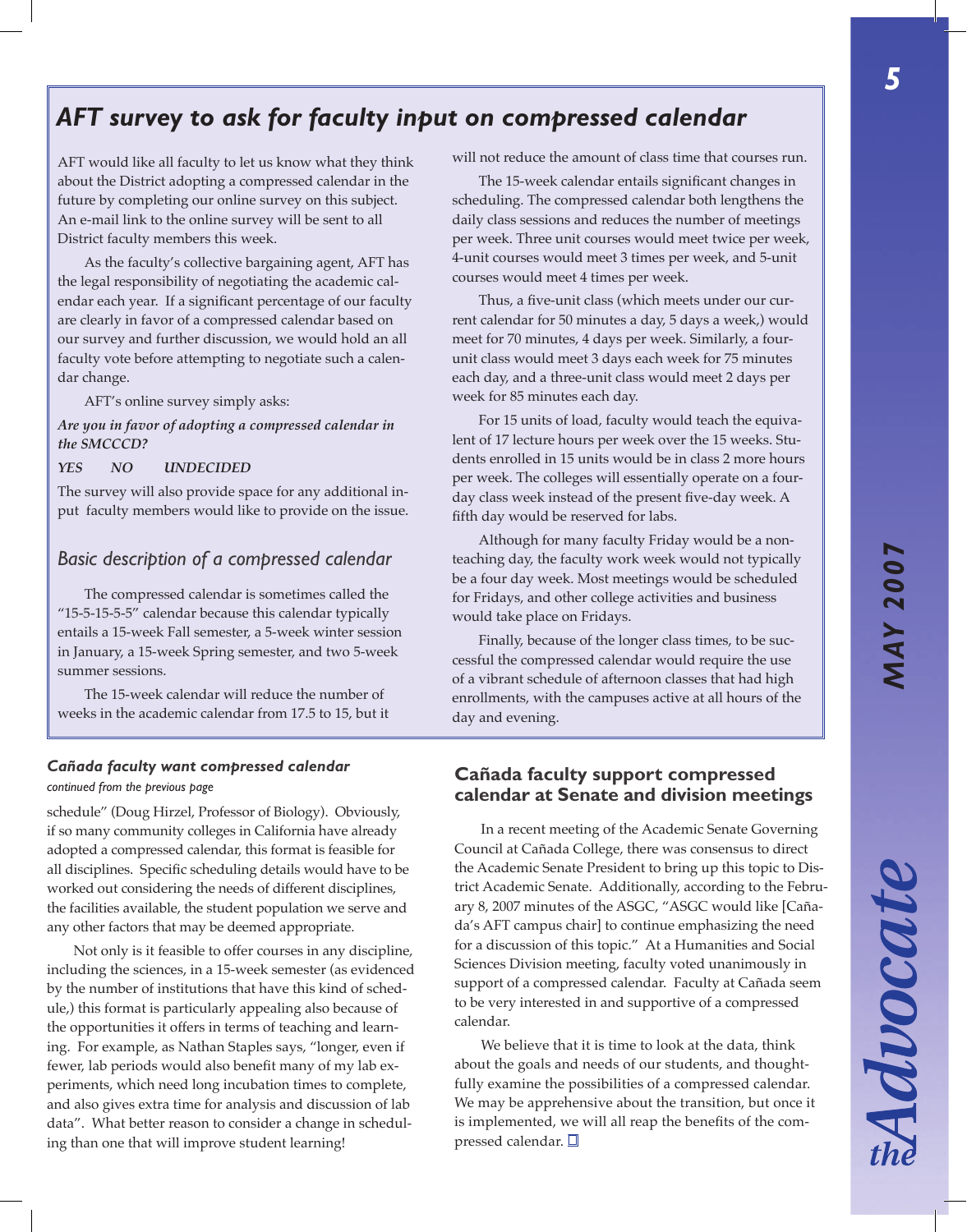## AFT survey to ask for faculty input on compressed calendar

AFT would like all faculty to let us know what they think about the District adopting a compressed calendar in the future by completing our online survey on this subject. An e-mail link to the online survey will be sent to all District faculty members this week.

As the faculty's collective bargaining agent, AFT has the legal responsibility of negotiating the academic calendar each year. If a significant percentage of our faculty are clearly in favor of a compressed calendar based on our survey and further discussion, we would hold an all faculty vote before attempting to negotiate such a calendar change.

AFT's online survey simply asks:

***Are you in favor of adopting a compressed calendar in the SMCCCD?***

***YES NO UNDECIDED***

The survey will also provide space for any additional input faculty members would like to provide on the issue.

### Basic description of a compressed calendar

The compressed calendar is sometimes called the "15-5-15-5-5" calendar because this calendar typically entails a 15-week Fall semester, a 5-week winter session in January, a 15-week Spring semester, and two 5-week summer sessions.

The 15-week calendar will reduce the number of weeks in the academic calendar from 17.5 to 15, but it will not reduce the amount of class time that courses run.

The 15-week calendar entails significant changes in scheduling. The compressed calendar both lengthens the daily class sessions and reduces the number of meetings per week. Three unit courses would meet twice per week, 4-unit courses would meet 3 times per week, and 5-unit courses would meet 4 times per week.

Thus, a five-unit class (which meets under our current calendar for 50 minutes a day, 5 days a week,) would meet for 70 minutes, 4 days per week. Similarly, a four-unit class would meet 3 days each week for 75 minutes each day, and a three-unit class would meet 2 days per week for 85 minutes each day.

For 15 units of load, faculty would teach the equivalent of 17 lecture hours per week over the 15 weeks. Students enrolled in 15 units would be in class 2 more hours per week. The colleges will essentially operate on a four-day class week instead of the present five-day week. A fifth day would be reserved for labs.

Although for many faculty Friday would be a non-teaching day, the faculty work week would not typically be a four day week. Most meetings would be scheduled for Fridays, and other college activities and business would take place on Fridays.

Finally, because of the longer class times, to be successful the compressed calendar would require the use of a vibrant schedule of afternoon classes that had high enrollments, with the campuses active at all hours of the day and evening.

### Cañada faculty want compressed calendar

*continued from the previous page*

schedule" (Doug Hirzel, Professor of Biology). Obviously, if so many community colleges in California have already adopted a compressed calendar, this format is feasible for all disciplines. Specific scheduling details would have to be worked out considering the needs of different disciplines, the facilities available, the student population we serve and any other factors that may be deemed appropriate.

Not only is it feasible to offer courses in any discipline, including the sciences, in a 15-week semester (as evidenced by the number of institutions that have this kind of schedule,) this format is particularly appealing also because of the opportunities it offers in terms of teaching and learning. For example, as Nathan Staples says, "longer, even if fewer, lab periods would also benefit many of my lab experiments, which need long incubation times to complete, and also gives extra time for analysis and discussion of lab data". What better reason to consider a change in scheduling than one that will improve student learning!

### Cañada faculty support compressed calendar at Senate and division meetings

In a recent meeting of the Academic Senate Governing Council at Cañada College, there was consensus to direct the Academic Senate President to bring up this topic to District Academic Senate. Additionally, according to the February 8, 2007 minutes of the ASGC, "ASGC would like [Cañada's AFT campus chair] to continue emphasizing the need for a discussion of this topic." At a Humanities and Social Sciences Division meeting, faculty voted unanimously in support of a compressed calendar. Faculty at Cañada seem to be very interested in and supportive of a compressed calendar.

We believe that it is time to look at the data, think about the goals and needs of our students, and thoughtfully examine the possibilities of a compressed calendar. We may be apprehensive about the transition, but once it is implemented, we will all reap the benefits of the compressed calendar.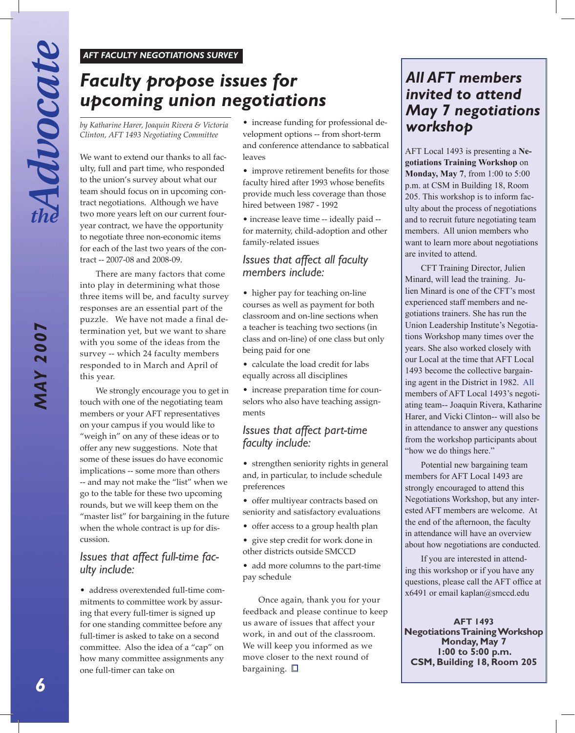AFT FACULTY NEGOTIATIONS SURVEY

# Faculty propose issues for upcoming union negotiations

*by Katharine Harer, Joaquin Rivera & Victoria Clinton, AFT 1493 Negotiating Committee*

We want to extend our thanks to all faculty, full and part time, who responded to the union's survey about what our team should focus on in upcoming contract negotiations. Although we have two more years left on our current four-year contract, we have the opportunity to negotiate three non-economic items for each of the last two years of the contract -- 2007-08 and 2008-09.

There are many factors that come into play in determining what those three items will be, and faculty survey responses are an essential part of the puzzle. We have not made a final determination yet, but we want to share with you some of the ideas from the survey -- which 24 faculty members responded to in March and April of this year.

We strongly encourage you to get in touch with one of the negotiating team members or your AFT representatives on your campus if you would like to "weigh in" on any of these ideas or to offer any new suggestions. Note that some of these issues do have economic implications -- some more than others -- and may not make the "list" when we go to the table for these two upcoming rounds, but we will keep them on the "master list" for bargaining in the future when the whole contract is up for discussion.

## Issues that affect full-time faculty include:

- address overextended full-time commitments to committee work by assuring that every full-timer is signed up for one standing committee before any full-timer is asked to take on a second committee. Also the idea of a "cap" on how many committee assignments any one full-timer can take on
- increase funding for professional development options -- from short-term and conference attendance to sabbatical leaves
- improve retirement benefits for those faculty hired after 1993 whose benefits provide much less coverage than those hired between 1987 - 1992
- increase leave time -- ideally paid -- for maternity, child-adoption and other family-related issues

## Issues that affect all faculty members include:

- higher pay for teaching on-line courses as well as payment for both classroom and on-line sections when a teacher is teaching two sections (in class and on-line) of one class but only being paid for one
- calculate the load credit for labs equally across all disciplines
- increase preparation time for counselors who also have teaching assignments

## Issues that affect part-time faculty include:

- strengthen seniority rights in general and, in particular, to include schedule preferences
- offer multiyear contracts based on seniority and satisfactory evaluations
- offer access to a group health plan
- give step credit for work done in other districts outside SMCCD
- add more columns to the part-time pay schedule

Once again, thank you for your feedback and please continue to keep us aware of issues that affect your work, in and out of the classroom. We will keep you informed as we move closer to the next round of bargaining. ☐

---

# All AFT members invited to attend May 7 negotiations workshop

AFT Local 1493 is presenting a **Negotiations Training Workshop** on **Monday, May 7**, from 1:00 to 5:00 p.m. at CSM in Building 18, Room 205. This workshop is to inform faculty about the process of negotiations and to recruit future negotiating team members. All union members who want to learn more about negotiations are invited to attend.

CFT Training Director, Julien Minard, will lead the training. Julien Minard is one of the CFT's most experienced staff members and negotiations trainers. She has run the Union Leadership Institute's Negotiations Workshop many times over the years. She also worked closely with our Local at the time that AFT Local 1493 become the collective bargaining agent in the District in 1982. All members of AFT Local 1493's negotiating team-- Joaquin Rivera, Katharine Harer, and Vicki Clinton-- will also be in attendance to answer any questions from the workshop participants about "how we do things here."

Potential new bargaining team members for AFT Local 1493 are strongly encouraged to attend this Negotiations Workshop, but any interested AFT members are welcome. At the end of the afternoon, the faculty in attendance will have an overview about how negotiations are conducted.

If you are interested in attending this workshop or if you have any questions, please call the AFT office at x6491 or email kaplan@smccd.edu

**AFT 1493**
**Negotiations Training Workshop**
**Monday, May 7**
**1:00 to 5:00 p.m.**
**CSM, Building 18, Room 205**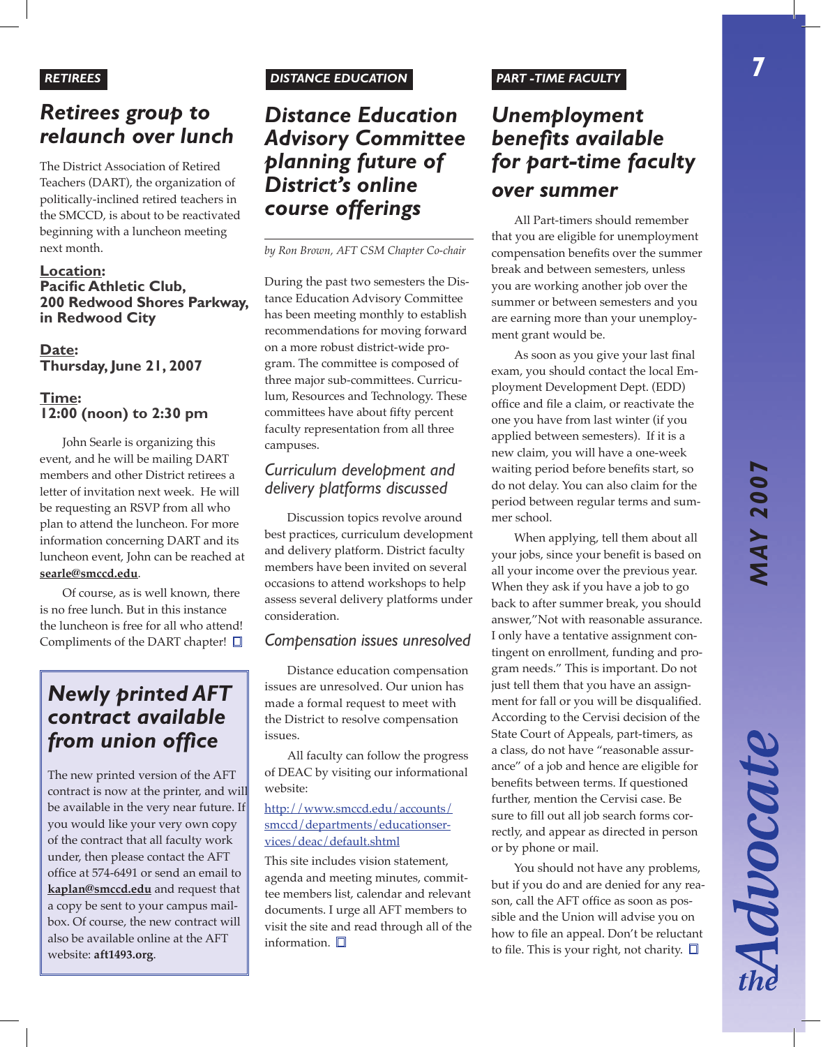RETIREES

## Retirees group to relaunch over lunch

The District Association of Retired Teachers (DART), the organization of politically-inclined retired teachers in the SMCCD, is about to be reactivated beginning with a luncheon meeting next month.

**Location:**
**Pacific Athletic Club, 200 Redwood Shores Parkway, in Redwood City**

**Date:**
**Thursday, June 21, 2007**

**Time:**
**12:00 (noon) to 2:30 pm**

John Searle is organizing this event, and he will be mailing DART members and other District retirees a letter of invitation next week. He will be requesting an RSVP from all who plan to attend the luncheon. For more information concerning DART and its luncheon event, John can be reached at **searle@smccd.edu**.

Of course, as is well known, there is no free lunch. But in this instance the luncheon is free for all who attend! Compliments of the DART chapter!

## Newly printed AFT contract available from union office

The new printed version of the AFT contract is now at the printer, and will be available in the very near future. If you would like your very own copy of the contract that all faculty work under, then please contact the AFT office at 574-6491 or send an email to **kaplan@smccd.edu** and request that a copy be sent to your campus mailbox. Of course, the new contract will also be available online at the AFT website: **aft1493.org**.

DISTANCE EDUCATION

## Distance Education Advisory Committee planning future of District's online course offerings

*by Ron Brown, AFT CSM Chapter Co-chair*

During the past two semesters the Distance Education Advisory Committee has been meeting monthly to establish recommendations for moving forward on a more robust district-wide program. The committee is composed of three major sub-committees. Curriculum, Resources and Technology. These committees have about fifty percent faculty representation from all three campuses.

### Curriculum development and delivery platforms discussed

Discussion topics revolve around best practices, curriculum development and delivery platform. District faculty members have been invited on several occasions to attend workshops to help assess several delivery platforms under consideration.

### Compensation issues unresolved

Distance education compensation issues are unresolved. Our union has made a formal request to meet with the District to resolve compensation issues.

All faculty can follow the progress of DEAC by visiting our informational website:

http://www.smccd.edu/accounts/smccd/departments/educationservices/deac/default.shtml

This site includes vision statement, agenda and meeting minutes, committee members list, calendar and relevant documents. I urge all AFT members to visit the site and read through all of the information.

PART -TIME FACULTY

## Unemployment benefits available for part-time faculty over summer

All Part-timers should remember that you are eligible for unemployment compensation benefits over the summer break and between semesters, unless you are working another job over the summer or between semesters and you are earning more than your unemployment grant would be.

As soon as you give your last final exam, you should contact the local Employment Development Dept. (EDD) office and file a claim, or reactivate the one you have from last winter (if you applied between semesters). If it is a new claim, you will have a one-week waiting period before benefits start, so do not delay. You can also claim for the period between regular terms and summer school.

When applying, tell them about all your jobs, since your benefit is based on all your income over the previous year. When they ask if you have a job to go back to after summer break, you should answer,"Not with reasonable assurance. I only have a tentative assignment contingent on enrollment, funding and program needs." This is important. Do not just tell them that you have an assignment for fall or you will be disqualified. According to the Cervisi decision of the State Court of Appeals, part-timers, as a class, do not have "reasonable assurance" of a job and hence are eligible for benefits between terms. If questioned further, mention the Cervisi case. Be sure to fill out all job search forms correctly, and appear as directed in person or by phone or mail.

You should not have any problems, but if you do and are denied for any reason, call the AFT office as soon as possible and the Union will advise you on how to file an appeal. Don't be reluctant to file. This is your right, not charity.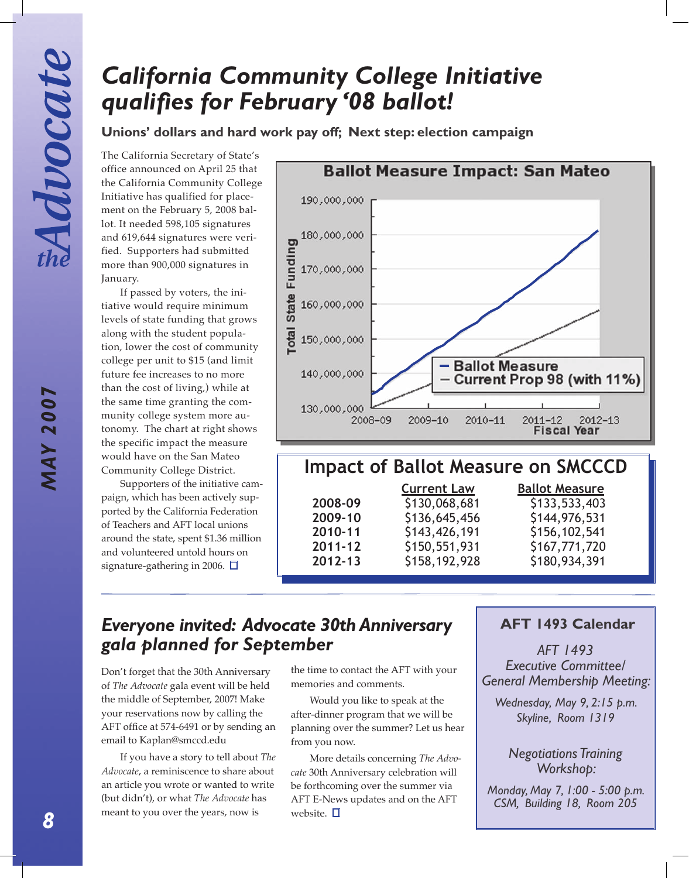# California Community College Initiative qualifies for February '08 ballot!

**Unions' dollars and hard work pay off; Next step: election campaign**

The California Secretary of State's office announced on April 25 that the California Community College Initiative has qualified for placement on the February 5, 2008 ballot. It needed 598,105 signatures and 619,644 signatures were verified. Supporters had submitted more than 900,000 signatures in January.

If passed by voters, the initiative would require minimum levels of state funding that grows along with the student population, lower the cost of community college per unit to $15 (and limit future fee increases to no more than the cost of living,) while at the same time granting the community college system more autonomy. The chart at right shows the specific impact the measure would have on the San Mateo Community College District.

Supporters of the initiative campaign, which has been actively supported by the California Federation of Teachers and AFT local unions around the state, spent $1.36 million and volunteered untold hours on signature-gathering in 2006.

Ballot Measure Impact: San Mateo

Total State Funding

190,000,000
180,000,000
170,000,000
160,000,000
150,000,000
140,000,000
130,000,000

2008-09 2009-10 2010-11 2011-12 2012-13

Fiscal Year

Ballot Measure
Current Prop 98 (with 11%)

**Impact of Ballot Measure on SMCCCD**

| | Current Law | Ballot Measure |
|---|---|---|
| 2008-09 | $130,068,681 | $133,533,403 |
| 2009-10 | $136,645,456 | $144,976,531 |
| 2010-11 | $143,426,191 | $156,102,541 |
| 2011-12 | $150,551,931 | $167,771,720 |
| 2012-13 | $158,192,928 | $180,934,391 |

## Everyone invited: Advocate 30th Anniversary gala planned for September

Don't forget that the 30th Anniversary of *The Advocate* gala event will be held the middle of September, 2007! Make your reservations now by calling the AFT office at 574-6491 or by sending an email to Kaplan@smccd.edu

If you have a story to tell about *The Advocate*, a reminiscence to share about an article you wrote or wanted to write (but didn't), or what *The Advocate* has meant to you over the years, now is the time to contact the AFT with your memories and comments.

Would you like to speak at the after-dinner program that we will be planning over the summer? Let us hear from you now.

More details concerning *The Advocate* 30th Anniversary celebration will be forthcoming over the summer via AFT E-News updates and on the AFT website.

### AFT 1493 Calendar

*AFT 1493 Executive Committee/ General Membership Meeting:*

*Wednesday, May 9, 2:15 p.m.*
*Skyline, Room 1319*

*Negotiations Training Workshop:*

*Monday, May 7, 1:00 - 5:00 p.m.*
*CSM, Building 18, Room 205*